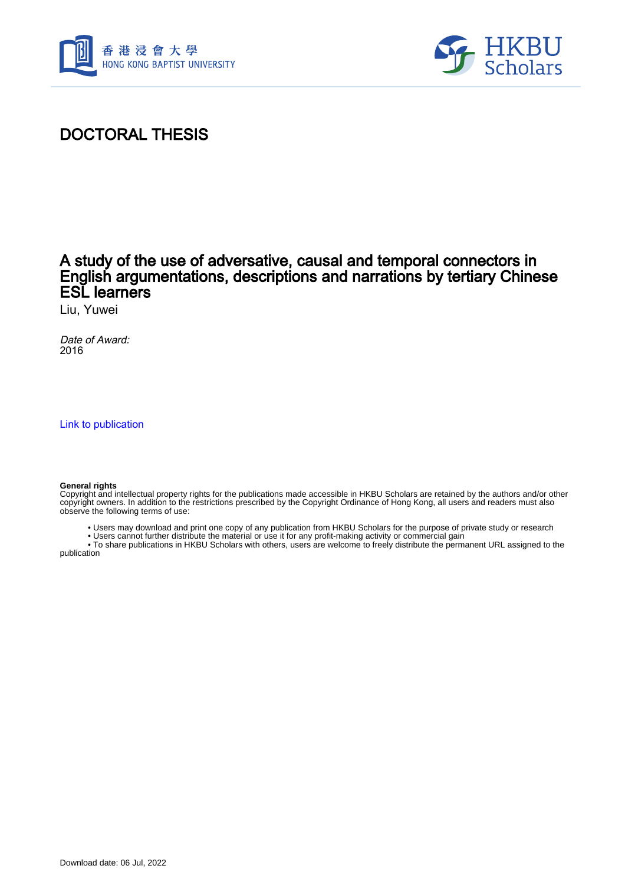DOCTORAL THESIS

# A study of the use of adversative, causal and temporal connectors in English argumentations, descriptions and narrations by tertiary Chinese ESL learners

Liu, Yuwei

*Date of Award:*
2016

Link to publication

**General rights**
Copyright and intellectual property rights for the publications made accessible in HKBU Scholars are retained by the authors and/or other copyright owners. In addition to the restrictions prescribed by the Copyright Ordinance of Hong Kong, all users and readers must also observe the following terms of use:

- Users may download and print one copy of any publication from HKBU Scholars for the purpose of private study or research
- Users cannot further distribute the material or use it for any profit-making activity or commercial gain
- To share publications in HKBU Scholars with others, users are welcome to freely distribute the permanent URL assigned to the publication

Download date: 06 Jul, 2022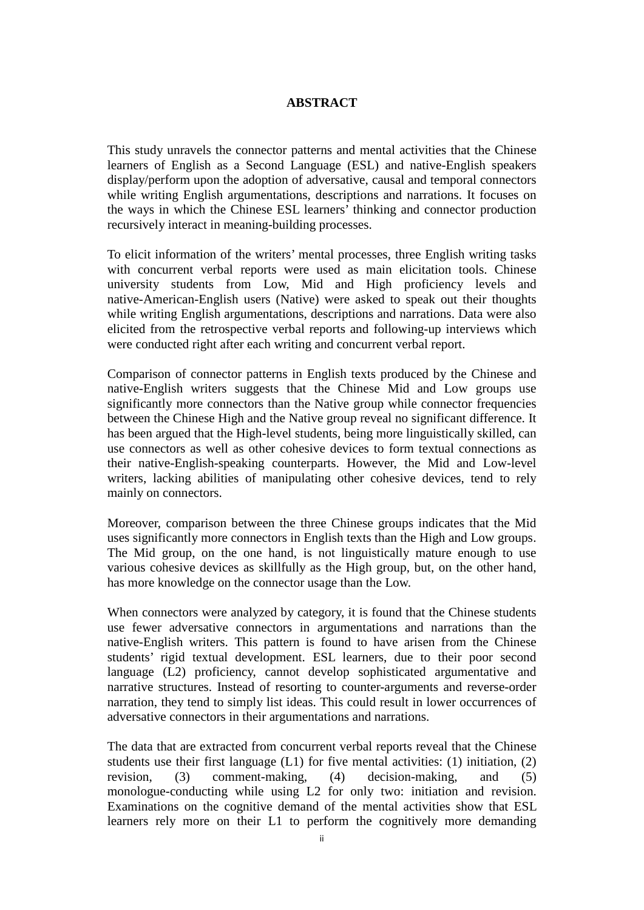# ABSTRACT

This study unravels the connector patterns and mental activities that the Chinese learners of English as a Second Language (ESL) and native-English speakers display/perform upon the adoption of adversative, causal and temporal connectors while writing English argumentations, descriptions and narrations. It focuses on the ways in which the Chinese ESL learners' thinking and connector production recursively interact in meaning-building processes.

To elicit information of the writers' mental processes, three English writing tasks with concurrent verbal reports were used as main elicitation tools. Chinese university students from Low, Mid and High proficiency levels and native-American-English users (Native) were asked to speak out their thoughts while writing English argumentations, descriptions and narrations. Data were also elicited from the retrospective verbal reports and following-up interviews which were conducted right after each writing and concurrent verbal report.

Comparison of connector patterns in English texts produced by the Chinese and native-English writers suggests that the Chinese Mid and Low groups use significantly more connectors than the Native group while connector frequencies between the Chinese High and the Native group reveal no significant difference. It has been argued that the High-level students, being more linguistically skilled, can use connectors as well as other cohesive devices to form textual connections as their native-English-speaking counterparts. However, the Mid and Low-level writers, lacking abilities of manipulating other cohesive devices, tend to rely mainly on connectors.

Moreover, comparison between the three Chinese groups indicates that the Mid uses significantly more connectors in English texts than the High and Low groups. The Mid group, on the one hand, is not linguistically mature enough to use various cohesive devices as skillfully as the High group, but, on the other hand, has more knowledge on the connector usage than the Low.

When connectors were analyzed by category, it is found that the Chinese students use fewer adversative connectors in argumentations and narrations than the native-English writers. This pattern is found to have arisen from the Chinese students' rigid textual development. ESL learners, due to their poor second language (L2) proficiency, cannot develop sophisticated argumentative and narrative structures. Instead of resorting to counter-arguments and reverse-order narration, they tend to simply list ideas. This could result in lower occurrences of adversative connectors in their argumentations and narrations.

The data that are extracted from concurrent verbal reports reveal that the Chinese students use their first language (L1) for five mental activities: (1) initiation, (2) revision, (3) comment-making, (4) decision-making, and (5) monologue-conducting while using L2 for only two: initiation and revision. Examinations on the cognitive demand of the mental activities show that ESL learners rely more on their L1 to perform the cognitively more demanding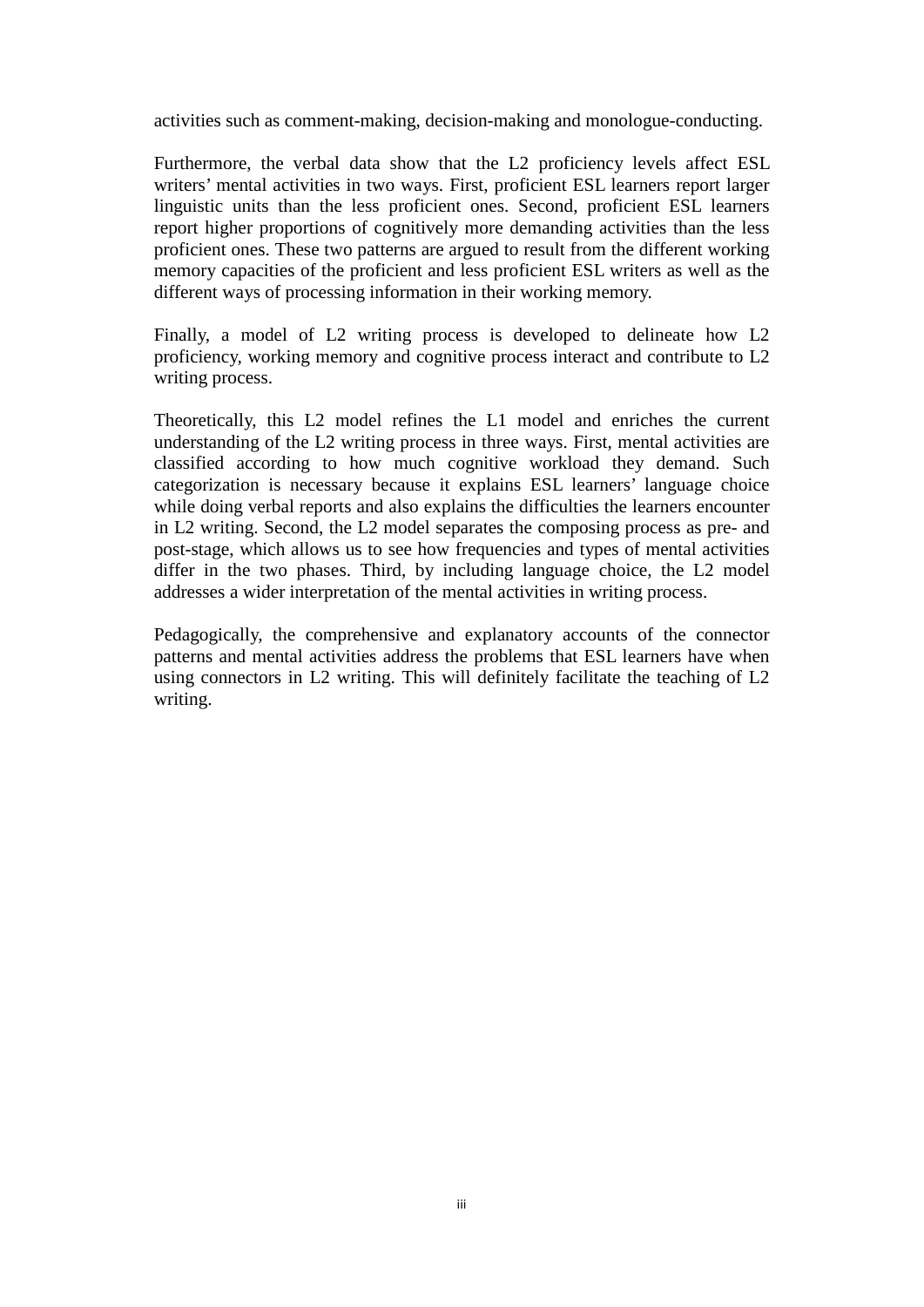activities such as comment-making, decision-making and monologue-conducting.

Furthermore, the verbal data show that the L2 proficiency levels affect ESL writers' mental activities in two ways. First, proficient ESL learners report larger linguistic units than the less proficient ones. Second, proficient ESL learners report higher proportions of cognitively more demanding activities than the less proficient ones. These two patterns are argued to result from the different working memory capacities of the proficient and less proficient ESL writers as well as the different ways of processing information in their working memory.

Finally, a model of L2 writing process is developed to delineate how L2 proficiency, working memory and cognitive process interact and contribute to L2 writing process.

Theoretically, this L2 model refines the L1 model and enriches the current understanding of the L2 writing process in three ways. First, mental activities are classified according to how much cognitive workload they demand. Such categorization is necessary because it explains ESL learners' language choice while doing verbal reports and also explains the difficulties the learners encounter in L2 writing. Second, the L2 model separates the composing process as pre- and post-stage, which allows us to see how frequencies and types of mental activities differ in the two phases. Third, by including language choice, the L2 model addresses a wider interpretation of the mental activities in writing process.

Pedagogically, the comprehensive and explanatory accounts of the connector patterns and mental activities address the problems that ESL learners have when using connectors in L2 writing. This will definitely facilitate the teaching of L2 writing.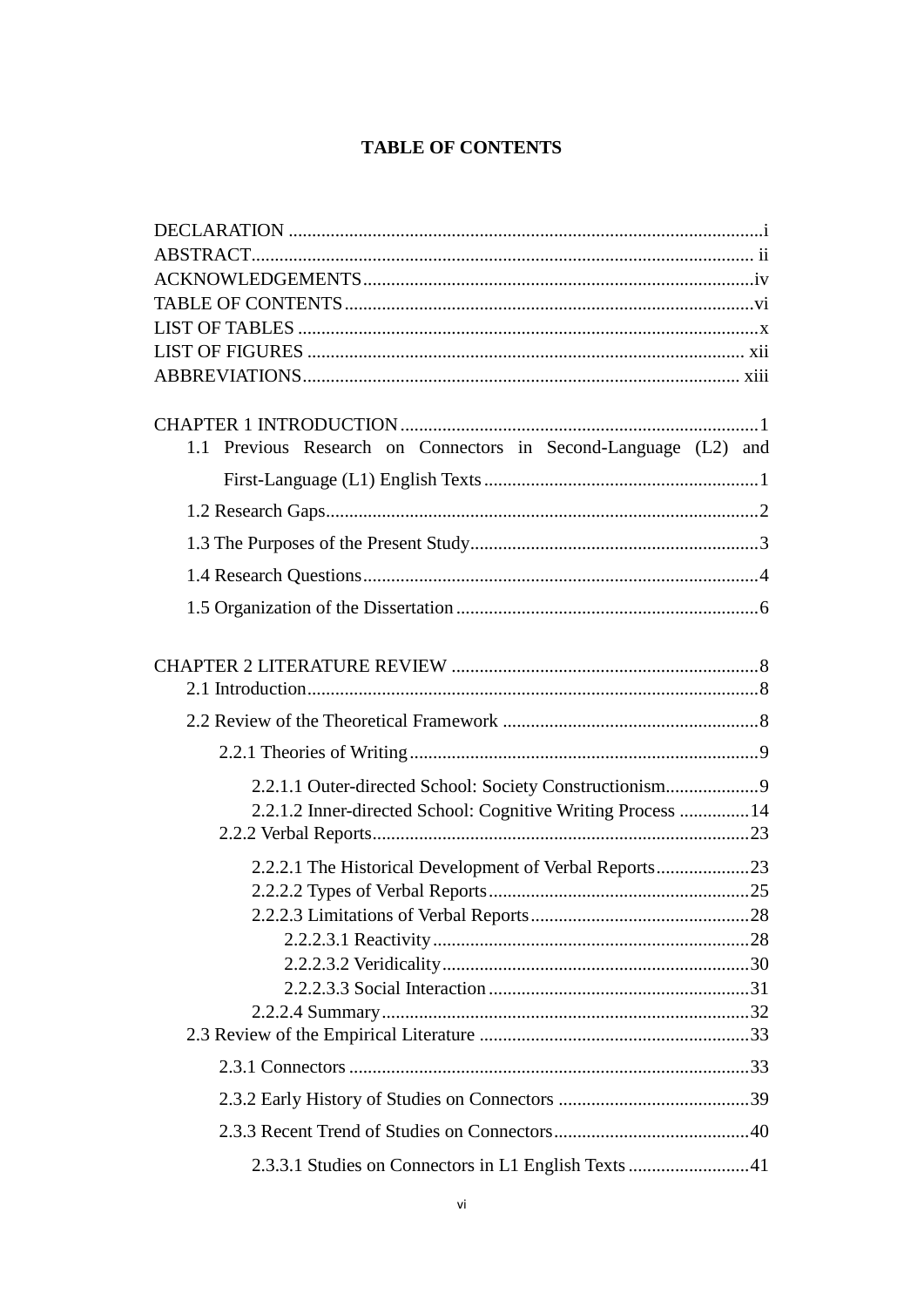# TABLE OF CONTENTS

DECLARATION .......................................................................................................i
ABSTRACT........................................................................................................... ii
ACKNOWLEDGEMENTS...................................................................................iv
TABLE OF CONTENTS.......................................................................................vi
LIST OF TABLES ..................................................................................................x
LIST OF FIGURES ............................................................................................. xii
ABBREVIATIONS............................................................................................. xiii

CHAPTER 1 INTRODUCTION ............................................................................1
- 1.1 Previous Research on Connectors in Second-Language (L2) and First-Language (L1) English Texts ...........................................................1
- 1.2 Research Gaps.............................................................................................2
- 1.3 The Purposes of the Present Study..............................................................3
- 1.4 Research Questions.....................................................................................4
- 1.5 Organization of the Dissertation .................................................................6

CHAPTER 2 LITERATURE REVIEW ..................................................................8
- 2.1 Introduction.................................................................................................8
- 2.2 Review of the Theoretical Framework .......................................................8
  - 2.2.1 Theories of Writing...........................................................................9
    - 2.2.1.1 Outer-directed School: Society Constructionism....................9
    - 2.2.1.2 Inner-directed School: Cognitive Writing Process ...............14
  - 2.2.2 Verbal Reports.................................................................................23
    - 2.2.2.1 The Historical Development of Verbal Reports....................23
    - 2.2.2.2 Types of Verbal Reports........................................................25
    - 2.2.2.3 Limitations of Verbal Reports...............................................28
      - 2.2.2.3.1 Reactivity....................................................................28
      - 2.2.2.3.2 Veridicality..................................................................30
      - 2.2.2.3.3 Social Interaction........................................................31
    - 2.2.2.4 Summary...............................................................................32
- 2.3 Review of the Empirical Literature ...........................................................33
  - 2.3.1 Connectors ......................................................................................33
  - 2.3.2 Early History of Studies on Connectors .........................................39
  - 2.3.3 Recent Trend of Studies on Connectors..........................................40
    - 2.3.3.1 Studies on Connectors in L1 English Texts ..........................41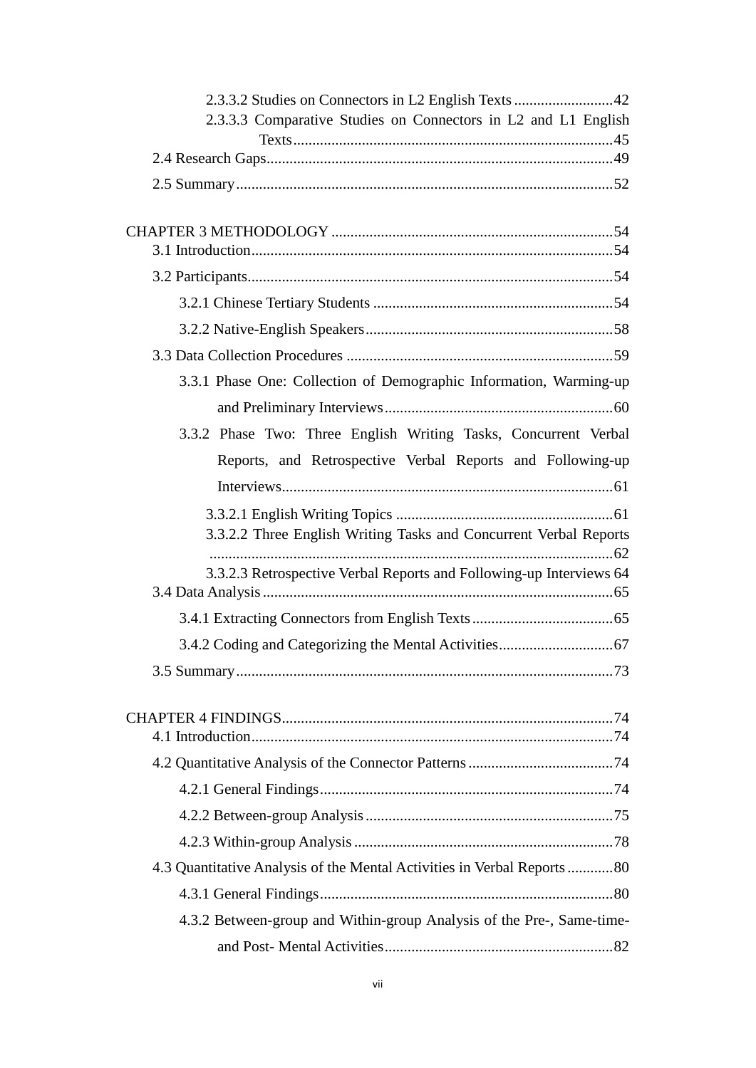2.3.3.2 Studies on Connectors in L2 English Texts ..........................42

2.3.3.3 Comparative Studies on Connectors in L2 and L1 English Texts...................................................................................45

2.4 Research Gaps..........................................................................................49

2.5 Summary..................................................................................................52

CHAPTER 3 METHODOLOGY .........................................................................54

3.1 Introduction..............................................................................................54

3.2 Participants...............................................................................................54

3.2.1 Chinese Tertiary Students ...............................................................54

3.2.2 Native-English Speakers.................................................................58

3.3 Data Collection Procedures ......................................................................59

3.3.1 Phase One: Collection of Demographic Information, Warming-up and Preliminary Interviews............................................................60

3.3.2 Phase Two: Three English Writing Tasks, Concurrent Verbal Reports, and Retrospective Verbal Reports and Following-up Interviews......................................................................................61

3.3.2.1 English Writing Topics .........................................................61

3.3.2.2 Three English Writing Tasks and Concurrent Verbal Reports .........................................................................................................62

3.3.2.3 Retrospective Verbal Reports and Following-up Interviews 64

3.4 Data Analysis ...........................................................................................65

3.4.1 Extracting Connectors from English Texts.....................................65

3.4.2 Coding and Categorizing the Mental Activities..............................67

3.5 Summary..................................................................................................73

CHAPTER 4 FINDINGS......................................................................................74

4.1 Introduction..............................................................................................74

4.2 Quantitative Analysis of the Connector Patterns ......................................74

4.2.1 General Findings............................................................................74

4.2.2 Between-group Analysis ................................................................75

4.2.3 Within-group Analysis ...................................................................78

4.3 Quantitative Analysis of the Mental Activities in Verbal Reports ............80

4.3.1 General Findings............................................................................80

4.3.2 Between-group and Within-group Analysis of the Pre-, Same-time- and Post- Mental Activities............................................................82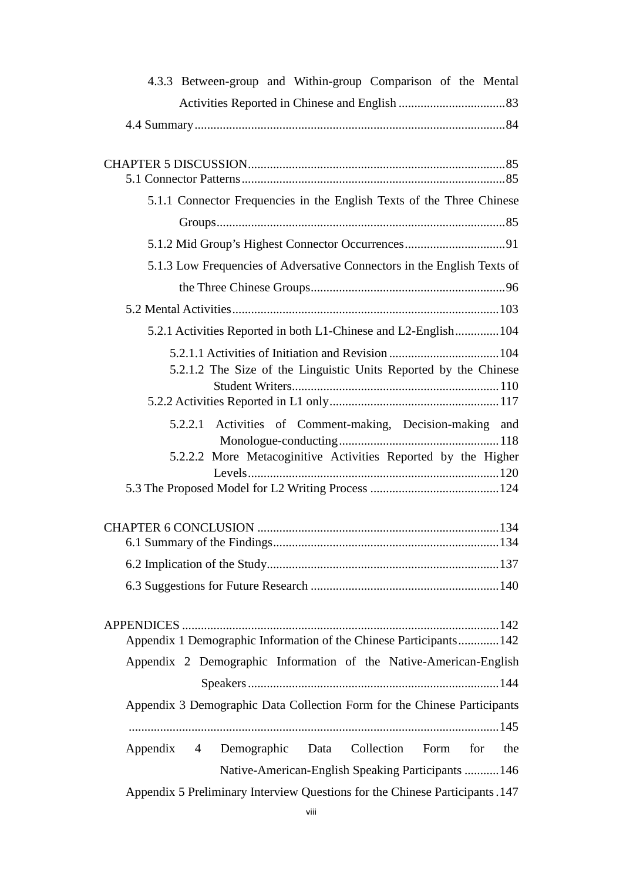4.3.3 Between-group and Within-group Comparison of the Mental Activities Reported in Chinese and English .................................83

4.4 Summary.................................................................................................84

CHAPTER 5 DISCUSSION.................................................................................85

5.1 Connector Patterns...................................................................................85

5.1.1 Connector Frequencies in the English Texts of the Three Chinese Groups...........................................................................................85

5.1.2 Mid Group’s Highest Connector Occurrences................................91

5.1.3 Low Frequencies of Adversative Connectors in the English Texts of the Three Chinese Groups.............................................................96

5.2 Mental Activities....................................................................................103

5.2.1 Activities Reported in both L1-Chinese and L2-English..............104

5.2.1.1 Activities of Initiation and Revision ..................................104

5.2.1.2 The Size of the Linguistic Units Reported by the Chinese Student Writers.................................................................110

5.2.2 Activities Reported in L1 only.....................................................117

5.2.2.1 Activities of Comment-making, Decision-making and Monologue-conducting...................................................118

5.2.2.2 More Metacoginitive Activities Reported by the Higher Levels...............................................................................120

5.3 The Proposed Model for L2 Writing Process .........................................124

CHAPTER 6 CONCLUSION ............................................................................134

6.1 Summary of the Findings.......................................................................134

6.2 Implication of the Study.........................................................................137

6.3 Suggestions for Future Research ...........................................................140

APPENDICES ...................................................................................................142

Appendix 1 Demographic Information of the Chinese Participants.............142

Appendix 2 Demographic Information of the Native-American-English Speakers...............................................................................144

Appendix 3 Demographic Data Collection Form for the Chinese Participants .....................................................................................................145

Appendix 4 Demographic Data Collection Form for the Native-American-English Speaking Participants ...........146

Appendix 5 Preliminary Interview Questions for the Chinese Participants.147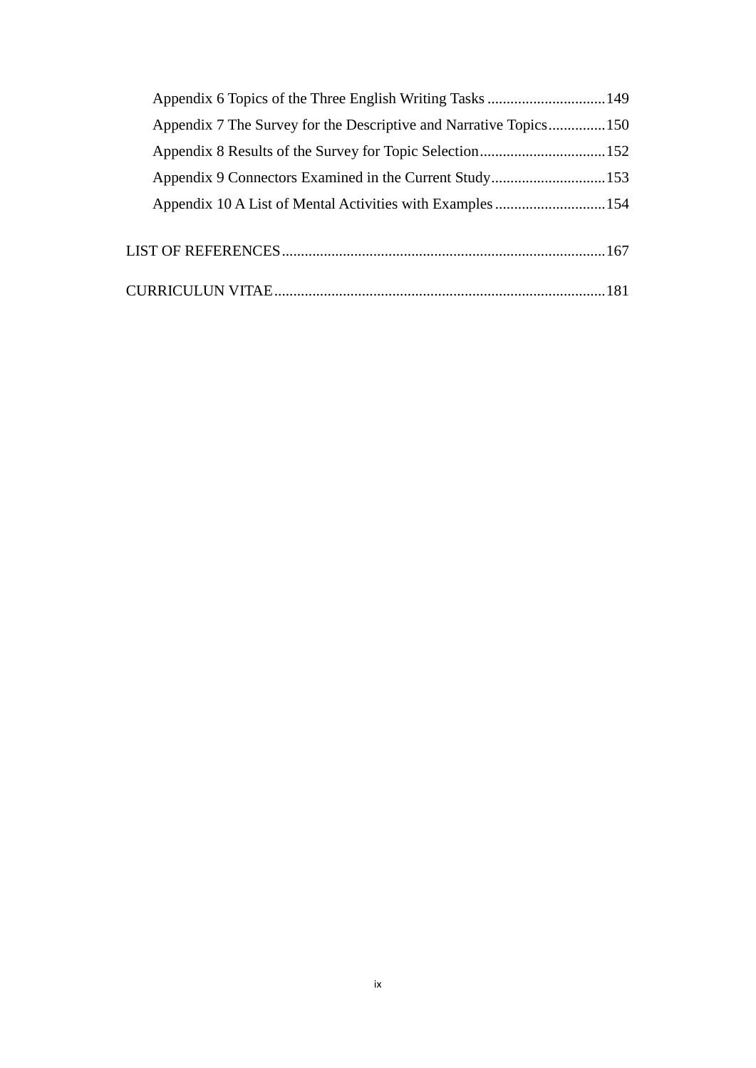Appendix 6 Topics of the Three English Writing Tasks ............................... 149

Appendix 7 The Survey for the Descriptive and Narrative Topics ............... 150

Appendix 8 Results of the Survey for Topic Selection ................................. 152

Appendix 9 Connectors Examined in the Current Study .............................. 153

Appendix 10 A List of Mental Activities with Examples ............................. 154

LIST OF REFERENCES ..................................................................................... 167

CURRICULUN VITAE ....................................................................................... 181